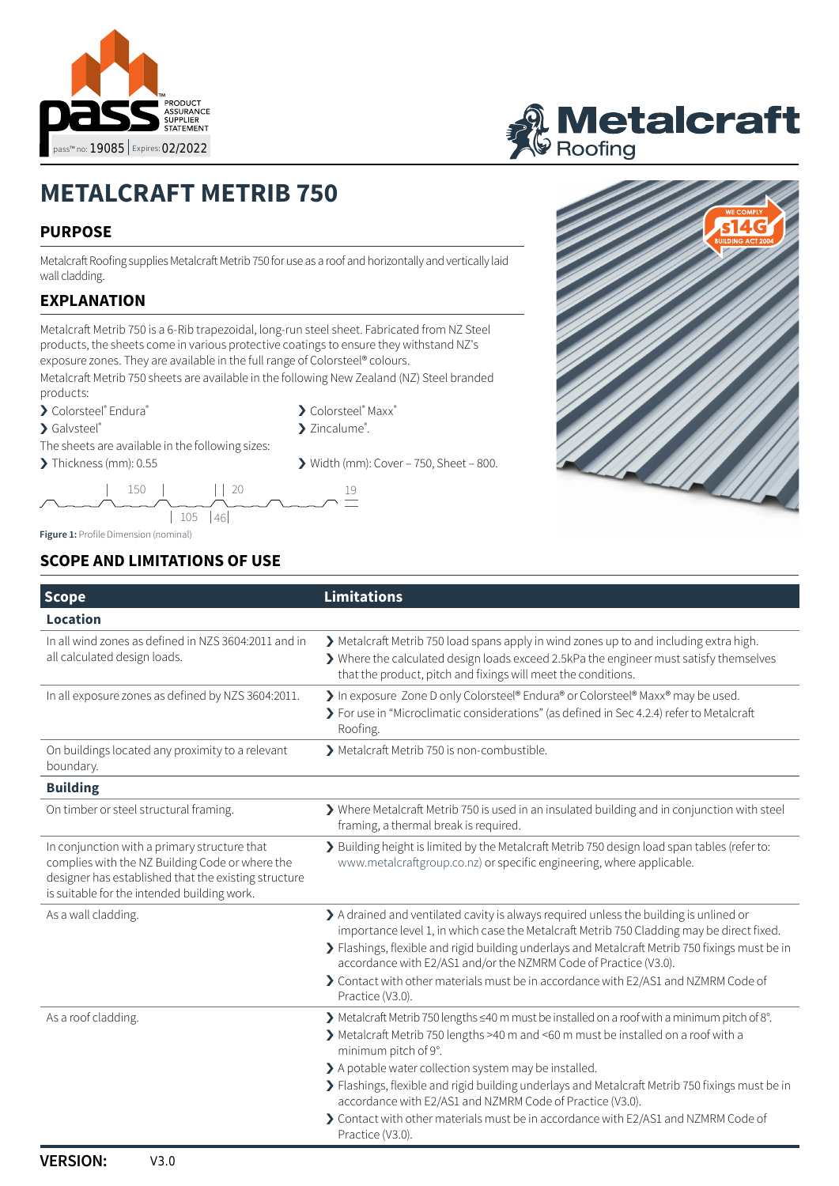pass™ no: 19085 | Expires: 02/2022

PRODUCT ASSURANCE SUPPLIER STATEMENT

Metalcraft Roofing

# METALCRAFT METRIB 750

## PURPOSE

Metalcraft Roofing supplies Metalcraft Metrib 750 for use as a roof and horizontally and vertically laid wall cladding.

## EXPLANATION

Metalcraft Metrib 750 is a 6-Rib trapezoidal, long-run steel sheet. Fabricated from NZ Steel products, the sheets come in various protective coatings to ensure they withstand NZ's exposure zones. They are available in the full range of Colorsteel® colours.

Metalcraft Metrib 750 sheets are available in the following New Zealand (NZ) Steel branded products:

- Colorsteel® Endura®
- Colorsteel® Maxx®
- Galvsteel®
- Zincalume®.

The sheets are available in the following sizes:

- Thickness (mm): 0.55
- Width (mm): Cover – 750, Sheet – 800.

150 | 20 | 19 | 105 | 46

**Figure 1:** Profile Dimension (nominal)

## SCOPE AND LIMITATIONS OF USE

| Scope | Limitations |
|---|---|
| **Location** | |
| In all wind zones as defined in NZS 3604:2011 and in all calculated design loads. | ❯ Metalcraft Metrib 750 load spans apply in wind zones up to and including extra high.<br>❯ Where the calculated design loads exceed 2.5kPa the engineer must satisfy themselves that the product, pitch and fixings will meet the conditions. |
| In all exposure zones as defined by NZS 3604:2011. | ❯ In exposure Zone D only Colorsteel® Endura® or Colorsteel® Maxx® may be used.<br>❯ For use in "Microclimatic considerations" (as defined in Sec 4.2.4) refer to Metalcraft Roofing. |
| On buildings located any proximity to a relevant boundary. | ❯ Metalcraft Metrib 750 is non-combustible. |
| **Building** | |
| On timber or steel structural framing. | ❯ Where Metalcraft Metrib 750 is used in an insulated building and in conjunction with steel framing, a thermal break is required. |
| In conjunction with a primary structure that complies with the NZ Building Code or where the designer has established that the existing structure is suitable for the intended building work. | ❯ Building height is limited by the Metalcraft Metrib 750 design load span tables (refer to: www.metalcraftgroup.co.nz) or specific engineering, where applicable. |
| As a wall cladding. | ❯ A drained and ventilated cavity is always required unless the building is unlined or importance level 1, in which case the Metalcraft Metrib 750 Cladding may be direct fixed.<br>❯ Flashings, flexible and rigid building underlays and Metalcraft Metrib 750 fixings must be in accordance with E2/AS1 and/or the NZMRM Code of Practice (V3.0).<br>❯ Contact with other materials must be in accordance with E2/AS1 and NZMRM Code of Practice (V3.0). |
| As a roof cladding. | ❯ Metalcraft Metrib 750 lengths ≤40 m must be installed on a roof with a minimum pitch of 8°.<br>❯ Metalcraft Metrib 750 lengths >40 m and <60 m must be installed on a roof with a minimum pitch of 9°.<br>❯ A potable water collection system may be installed.<br>❯ Flashings, flexible and rigid building underlays and Metalcraft Metrib 750 fixings must be in accordance with E2/AS1 and NZMRM Code of Practice (V3.0).<br>❯ Contact with other materials must be in accordance with E2/AS1 and NZMRM Code of Practice (V3.0). |

**VERSION:** V3.0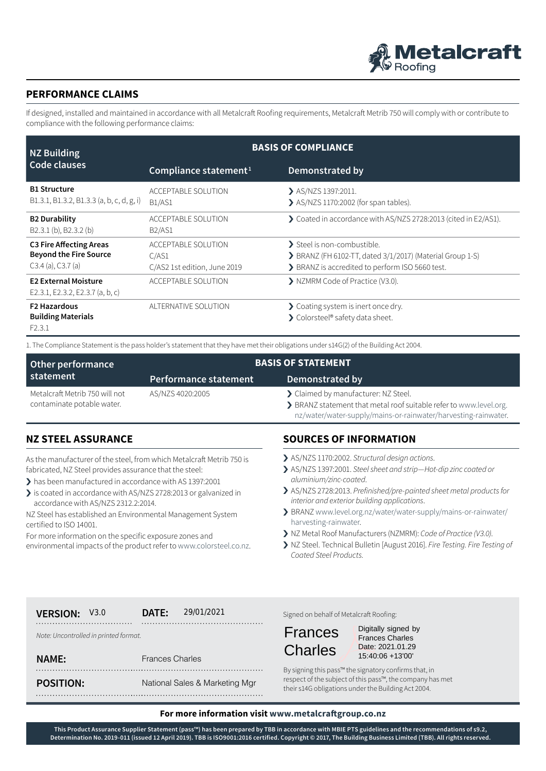## PERFORMANCE CLAIMS

If designed, installed and maintained in accordance with all Metalcraft Roofing requirements, Metalcraft Metrib 750 will comply with or contribute to compliance with the following performance claims:

| NZ Building Code clauses | BASIS OF COMPLIANCE | |
|---|---|---|
| | Compliance statement[1] | Demonstrated by |
| **B1 Structure** B1.3.1, B1.3.2, B1.3.3 (a, b, c, d, g, i) | ACCEPTABLE SOLUTION B1/AS1 | ❯ AS/NZS 1397:2011. ❯ AS/NZS 1170:2002 (for span tables). |
| **B2 Durability** B2.3.1 (b), B2.3.2 (b) | ACCEPTABLE SOLUTION B2/AS1 | ❯ Coated in accordance with AS/NZS 2728:2013 (cited in E2/AS1). |
| **C3 Fire Affecting Areas Beyond the Fire Source** C3.4 (a), C3.7 (a) | ACCEPTABLE SOLUTION C/AS1 C/AS2 1st edition, June 2019 | ❯ Steel is non-combustible. ❯ BRANZ (FH 6102-TT, dated 3/1/2017) (Material Group 1-S) ❯ BRANZ is accredited to perform ISO 5660 test. |
| **E2 External Moisture** E2.3.1, E2.3.2, E2.3.7 (a, b, c) | ACCEPTABLE SOLUTION | ❯ NZMRM Code of Practice (V3.0). |
| **F2 Hazardous Building Materials** F2.3.1 | ALTERNATIVE SOLUTION | ❯ Coating system is inert once dry. ❯ Colorsteel® safety data sheet. |

1. The Compliance Statement is the pass holder's statement that they have met their obligations under s14G(2) of the Building Act 2004.

| Other performance statement | BASIS OF STATEMENT | |
|---|---|---|
| | Performance statement | Demonstrated by |
| Metalcraft Metrib 750 will not contaminate potable water. | AS/NZS 4020:2005 | ❯ Claimed by manufacturer: NZ Steel. ❯ BRANZ statement that metal roof suitable refer to www.level.org.nz/water/water-supply/mains-or-rainwater/harvesting-rainwater. |

## NZ STEEL ASSURANCE

As the manufacturer of the steel, from which Metalcraft Metrib 750 is fabricated, NZ Steel provides assurance that the steel:

- has been manufactured in accordance with AS 1397:2001
- is coated in accordance with AS/NZS 2728:2013 or galvanized in accordance with AS/NZS 2312.2:2014.

NZ Steel has established an Environmental Management System certified to ISO 14001.

For more information on the specific exposure zones and environmental impacts of the product refer to www.colorsteel.co.nz.

## SOURCES OF INFORMATION

- AS/NZS 1170:2002. *Structural design actions.*
- AS/NZS 1397:2001. *Steel sheet and strip—Hot-dip zinc coated or aluminium/zinc-coated.*
- AS/NZS 2728:2013. *Prefinished/pre-painted sheet metal products for interior and exterior building applications.*
- BRANZ www.level.org.nz/water/water-supply/mains-or-rainwater/harvesting-rainwater.
- NZ Metal Roof Manufacturers (NZMRM): *Code of Practice (V3.0).*
- NZ Steel. Technical Bulletin [August 2016]. *Fire Testing. Fire Testing of Coated Steel Products.*

**VERSION:** V3.0 **DATE:** 29/01/2021

*Note: Uncontrolled in printed format.*

**NAME:** Frances Charles

**POSITION:** National Sales & Marketing Mgr

Signed on behalf of Metalcraft Roofing:

Frances Charles — Digitally signed by Frances Charles Date: 2021.01.29 15:40:06 +13'00'

By signing this pass™ the signatory confirms that, in respect of the subject of this pass™, the company has met their s14G obligations under the Building Act 2004.

**For more information visit www.metalcraftgroup.co.nz**

**This Product Assurance Supplier Statement (pass™) has been prepared by TBB in accordance with MBIE PTS guidelines and the recommendations of s9.2, Determination No. 2019-011 (issued 12 April 2019). TBB is ISO9001:2016 certified. Copyright © 2017, The Building Business Limited (TBB). All rights reserved.**